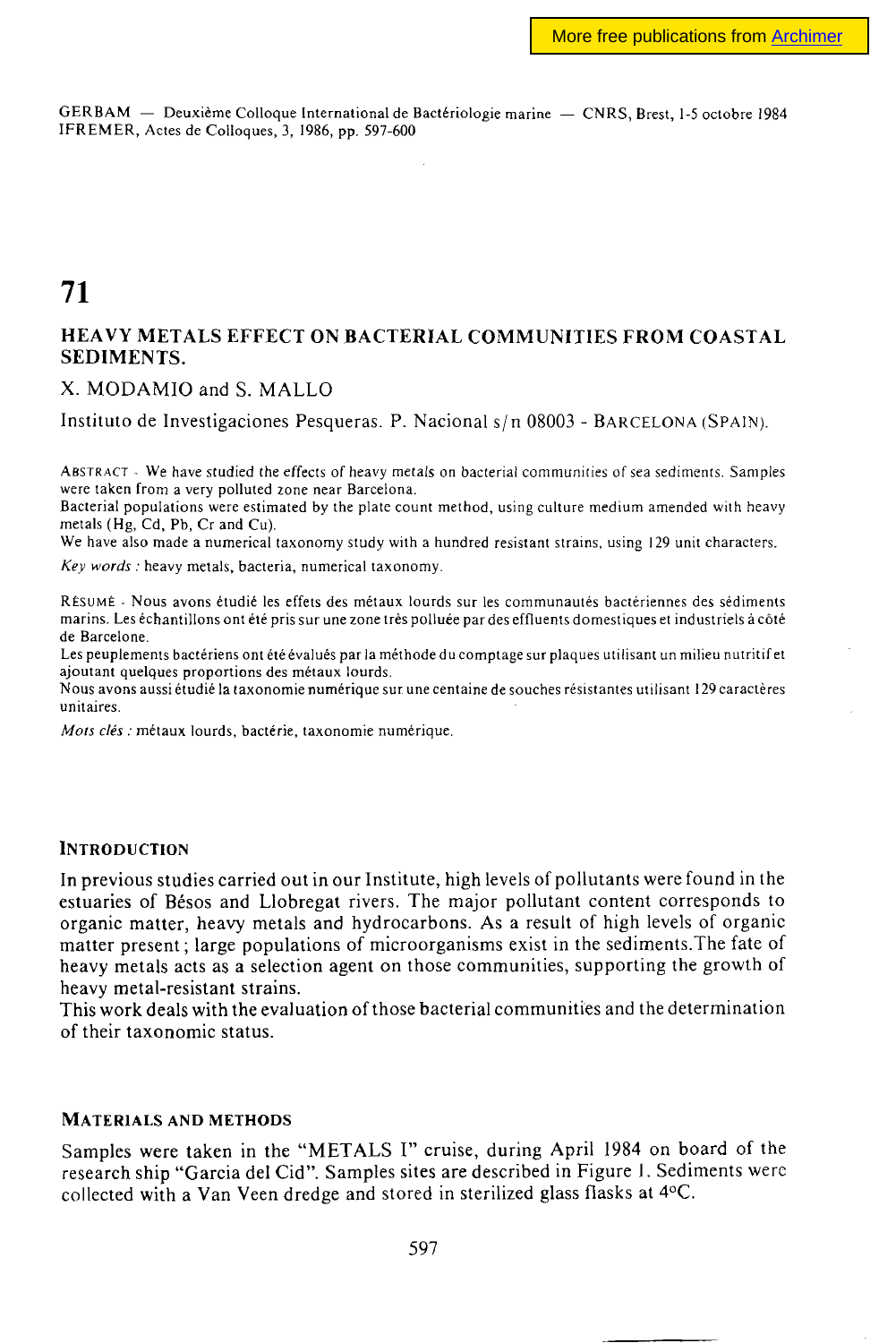GERBAM — Deuxième Colloque International de Bactériologie marine — CNRS, Brest, 1-5 octobre 1984
IFREMER, Actes de Colloques, 3, 1986, pp. 597-600

# 71

## HEAVY METALS EFFECT ON BACTERIAL COMMUNITIES FROM COASTAL SEDIMENTS.

X. MODAMIO and S. MALLO

Instituto de Investigaciones Pesqueras. P. Nacional s/n 08003 - BARCELONA (SPAIN).

ABSTRACT - We have studied the effects of heavy metals on bacterial communities of sea sediments. Samples were taken from a very polluted zone near Barcelona.
Bacterial populations were estimated by the plate count method, using culture medium amended with heavy metals (Hg, Cd, Pb, Cr and Cu).
We have also made a numerical taxonomy study with a hundred resistant strains, using 129 unit characters.

*Key words :* heavy metals, bacteria, numerical taxonomy.

RÉSUMÉ - Nous avons étudié les effets des métaux lourds sur les communautés bactériennes des sédiments marins. Les échantillons ont été pris sur une zone très polluée par des effluents domestiques et industriels à côté de Barcelone.
Les peuplements bactériens ont été évalués par la méthode du comptage sur plaques utilisant un milieu nutritif et ajoutant quelques proportions des métaux lourds.
Nous avons aussi étudié la taxonomie numérique sur une centaine de souches résistantes utilisant 129 caractères unitaires.

*Mots clés :* métaux lourds, bactérie, taxonomie numérique.

### INTRODUCTION

In previous studies carried out in our Institute, high levels of pollutants were found in the estuaries of Bésos and Llobregat rivers. The major pollutant content corresponds to organic matter, heavy metals and hydrocarbons. As a result of high levels of organic matter present; large populations of microorganisms exist in the sediments.The fate of heavy metals acts as a selection agent on those communities, supporting the growth of heavy metal-resistant strains.
This work deals with the evaluation of those bacterial communities and the determination of their taxonomic status.

### MATERIALS AND METHODS

Samples were taken in the "METALS I" cruise, during April 1984 on board of the research ship "Garcia del Cid". Samples sites are described in Figure 1. Sediments were collected with a Van Veen dredge and stored in sterilized glass flasks at 4°C.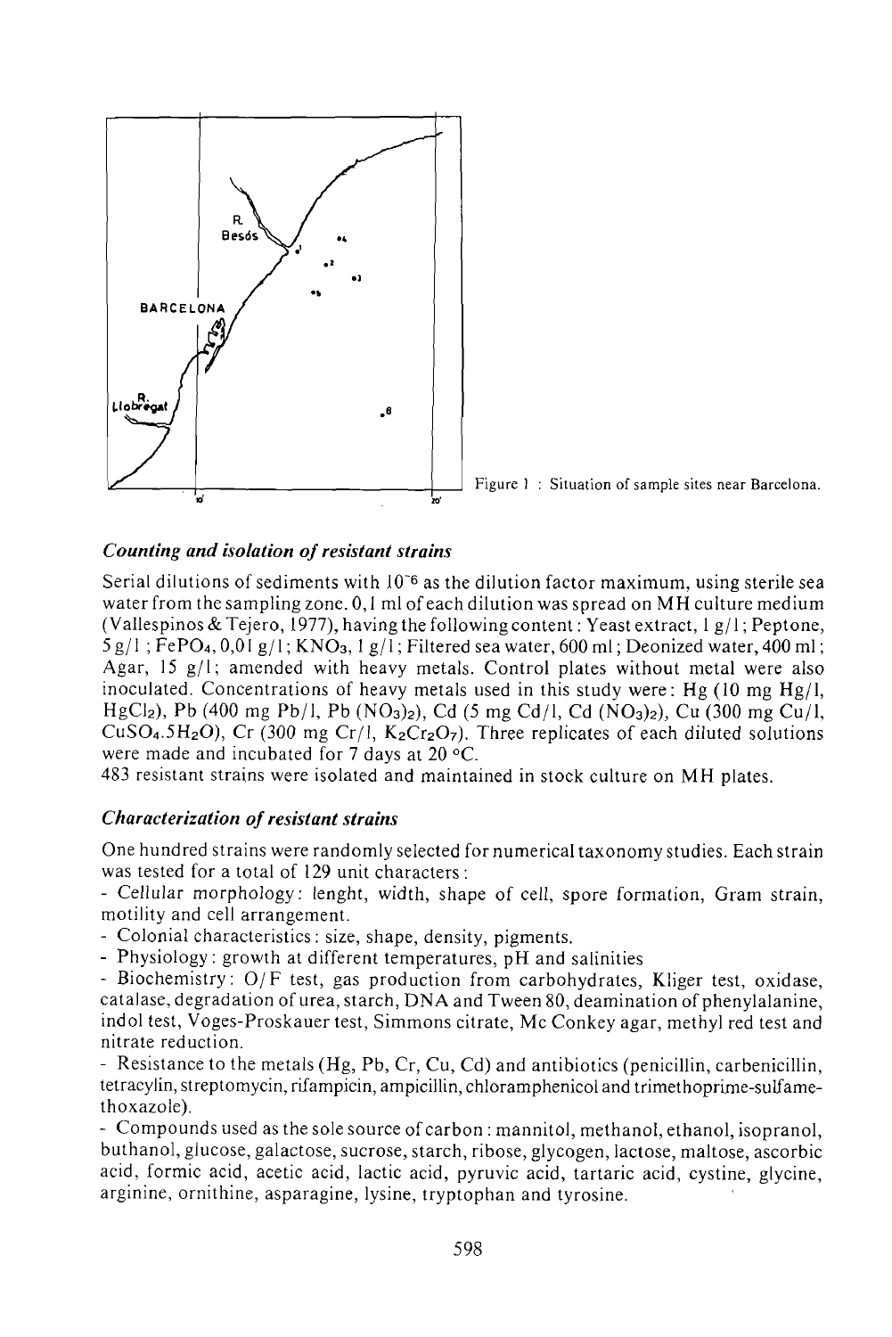Figure 1 : Situation of sample sites near Barcelona.

### *Counting and isolation of resistant strains*

Serial dilutions of sediments with $10^{-6}$ as the dilution factor maximum, using sterile sea water from the sampling zone. 0,1 ml of each dilution was spread on MH culture medium (Vallespinos & Tejero, 1977), having the following content: Yeast extract, 1 g/l; Peptone, 5 g/l; $FePO_4$, 0,01 g/l; $KNO_3$, 1 g/l; Filtered sea water, 600 ml; Deonized water, 400 ml; Agar, 15 g/l; amended with heavy metals. Control plates without metal were also inoculated. Concentrations of heavy metals used in this study were: Hg (10 mg Hg/l, $HgCl_2$), Pb (400 mg Pb/l, Pb $(NO_3)_2$), Cd (5 mg Cd/l, Cd $(NO_3)_2$), Cu (300 mg Cu/l, $CuSO_4.5H_2O$), Cr (300 mg Cr/l, $K_2Cr_2O_7$). Three replicates of each diluted solutions were made and incubated for 7 days at 20 °C.

483 resistant strains were isolated and maintained in stock culture on MH plates.

### *Characterization of resistant strains*

One hundred strains were randomly selected for numerical taxonomy studies. Each strain was tested for a total of 129 unit characters:

- Cellular morphology: lenght, width, shape of cell, spore formation, Gram strain, motility and cell arrangement.
- Colonial characteristics: size, shape, density, pigments.
- Physiology: growth at different temperatures, pH and salinities
- Biochemistry: O/F test, gas production from carbohydrates, Kliger test, oxidase, catalase, degradation of urea, starch, DNA and Tween 80, deamination of phenylalanine, indol test, Voges-Proskauer test, Simmons citrate, Mc Conkey agar, methyl red test and nitrate reduction.
- Resistance to the metals (Hg, Pb, Cr, Cu, Cd) and antibiotics (penicillin, carbenicillin, tetracylin, streptomycin, rifampicin, ampicillin, chloramphenicol and trimethoprime-sulfamethoxazole).
- Compounds used as the sole source of carbon: mannitol, methanol, ethanol, isopranol, buthanol, glucose, galactose, sucrose, starch, ribose, glycogen, lactose, maltose, ascorbic acid, formic acid, acetic acid, lactic acid, pyruvic acid, tartaric acid, cystine, glycine, arginine, ornithine, asparagine, lysine, tryptophan and tyrosine.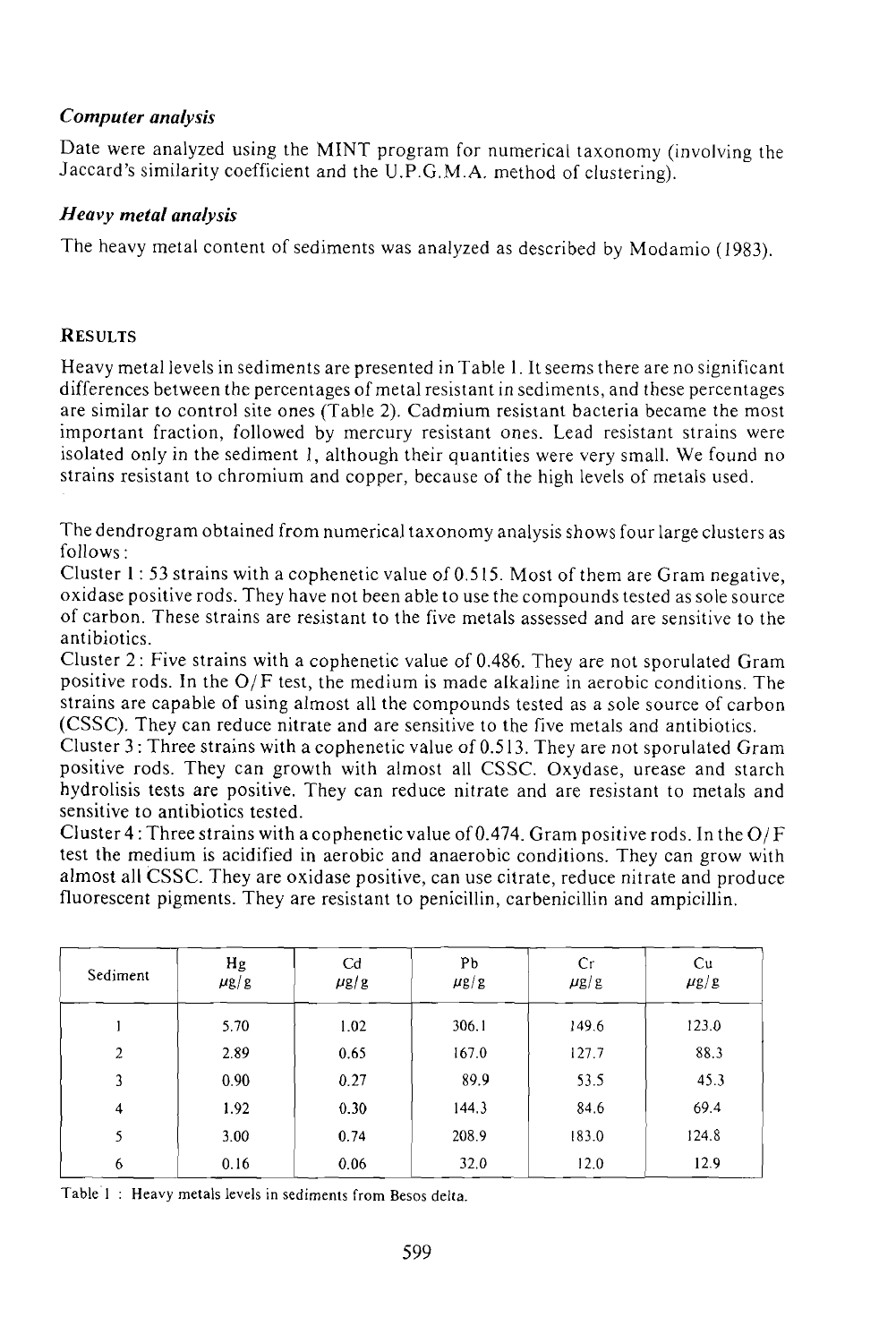### *Computer analysis*

Date were analyzed using the MINT program for numerical taxonomy (involving the Jaccard's similarity coefficient and the U.P.G.M.A. method of clustering).

### *Heavy metal analysis*

The heavy metal content of sediments was analyzed as described by Modamio (1983).

## RESULTS

Heavy metal levels in sediments are presented in Table 1. It seems there are no significant differences between the percentages of metal resistant in sediments, and these percentages are similar to control site ones (Table 2). Cadmium resistant bacteria became the most important fraction, followed by mercury resistant ones. Lead resistant strains were isolated only in the sediment 1, although their quantities were very small. We found no strains resistant to chromium and copper, because of the high levels of metals used.

The dendrogram obtained from numerical taxonomy analysis shows four large clusters as follows:

Cluster 1: 53 strains with a cophenetic value of 0.515. Most of them are Gram negative, oxidase positive rods. They have not been able to use the compounds tested as sole source of carbon. These strains are resistant to the five metals assessed and are sensitive to the antibiotics.

Cluster 2: Five strains with a cophenetic value of 0.486. They are not sporulated Gram positive rods. In the O/F test, the medium is made alkaline in aerobic conditions. The strains are capable of using almost all the compounds tested as a sole source of carbon (CSSC). They can reduce nitrate and are sensitive to the five metals and antibiotics.

Cluster 3: Three strains with a cophenetic value of 0.513. They are not sporulated Gram positive rods. They can growth with almost all CSSC. Oxydase, urease and starch hydrolisis tests are positive. They can reduce nitrate and are resistant to metals and sensitive to antibiotics tested.

Cluster 4: Three strains with a cophenetic value of 0.474. Gram positive rods. In the O/F test the medium is acidified in aerobic and anaerobic conditions. They can grow with almost all CSSC. They are oxidase positive, can use citrate, reduce nitrate and produce fluorescent pigments. They are resistant to penicillin, carbenicillin and ampicillin.

| Sediment | Hg $\mu g/g$ | Cd $\mu g/g$ | Pb $\mu g/g$ | Cr $\mu g/g$ | Cu $\mu g/g$ |
|---|---|---|---|---|---|
| 1 | 5.70 | 1.02 | 306.1 | 149.6 | 123.0 |
| 2 | 2.89 | 0.65 | 167.0 | 127.7 | 88.3 |
| 3 | 0.90 | 0.27 | 89.9 | 53.5 | 45.3 |
| 4 | 1.92 | 0.30 | 144.3 | 84.6 | 69.4 |
| 5 | 3.00 | 0.74 | 208.9 | 183.0 | 124.8 |
| 6 | 0.16 | 0.06 | 32.0 | 12.0 | 12.9 |

Table 1 : Heavy metals levels in sediments from Besos delta.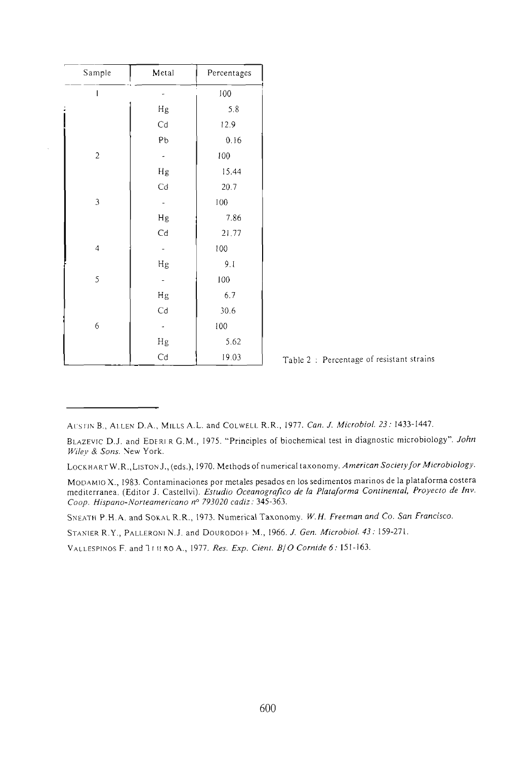| Sample | Metal | Percentages |
|---|---|---|
| 1 | - | 100 |
| | Hg | 5.8 |
| | Cd | 12.9 |
| | Pb | 0.16 |
| 2 | - | 100 |
| | Hg | 15.44 |
| | Cd | 20.7 |
| 3 | - | 100 |
| | Hg | 7.86 |
| | Cd | 21.77 |
| 4 | - | 100 |
| | Hg | 9.1 |
| 5 | - | 100 |
| | Hg | 6.7 |
| | Cd | 30.6 |
| 6 | - | 100 |
| | Hg | 5.62 |
| | Cd | 19.03 |

Table 2 : Percentage of resistant strains

---

AUSTIN B., ALLEN D.A., MILLS A.L. and COLWELL R.R., 1977. *Can. J. Microbiol. 23:* 1433-1447.

BLAZEVIC D.J. and EDERER G.M., 1975. "Principles of biochemical test in diagnostic microbiology". *John Wiley & Sons*. New York.

LOCKHART W.R., LISTON J., (eds.), 1970. Methods of numerical taxonomy. *American Society for Microbiology*.

MODAMIO X., 1983. Contaminaciones por metales pesados en los sedimentos marinos de la plataforma costera mediterranea. (Editor J. Castellvi). *Estudio Oceanografico de la Plataforma Continental, Proyecto de Inv. Coop. Hispano-Norteamericano nº 793020 cadiz:* 345-363.

SNEATH P.H.A. and SOKAL R.R., 1973. Numerical Taxonomy. *W.H. Freeman and Co. San Francisco.*

STANIER R.Y., PALLERONI N.J. and DOURODOFF M., 1966. *J. Gen. Microbiol. 43:* 159-271.

VALLESPINOS F. and TIERO A., 1977. *Res. Exp. Cient. B/O Cornide 6:* 151-163.